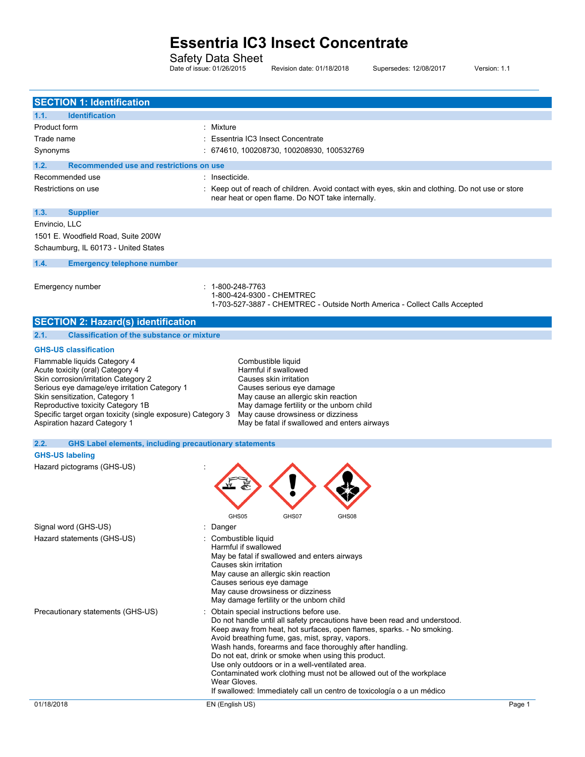# Essentria IC3 Insect Concentrate

Safety Data Sheet

Date of issue: 01/26/2015 Revision date: 01/18/2018 Supersedes: 12/08/2017 Version: 1.1

## SECTION 1: Identification

### 1.1. Identification

| | |
|---|---|
| Product form | : Mixture |
| Trade name | : Essentria IC3 Insect Concentrate |
| Synonyms | : 674610, 100208730, 100208930, 100532769 |

### 1.2. Recommended use and restrictions on use

| | |
|---|---|
| Recommended use | : Insecticide. |
| Restrictions on use | : Keep out of reach of children. Avoid contact with eyes, skin and clothing. Do not use or store near heat or open flame. Do NOT take internally. |

### 1.3. Supplier

Envincio, LLC

1501 E. Woodfield Road, Suite 200W

Schaumburg, IL 60173 - United States

### 1.4. Emergency telephone number

Emergency number : 1-800-248-7763
1-800-424-9300 - CHEMTREC
1-703-527-3887 - CHEMTREC - Outside North America - Collect Calls Accepted

## SECTION 2: Hazard(s) identification

### 2.1. Classification of the substance or mixture

**GHS-US classification**

| | |
|---|---|
| Flammable liquids Category 4 | Combustible liquid |
| Acute toxicity (oral) Category 4 | Harmful if swallowed |
| Skin corrosion/irritation Category 2 | Causes skin irritation |
| Serious eye damage/eye irritation Category 1 | Causes serious eye damage |
| Skin sensitization, Category 1 | May cause an allergic skin reaction |
| Reproductive toxicity Category 1B | May damage fertility or the unborn child |
| Specific target organ toxicity (single exposure) Category 3 | May cause drowsiness or dizziness |
| Aspiration hazard Category 1 | May be fatal if swallowed and enters airways |

### 2.2. GHS Label elements, including precautionary statements

**GHS-US labeling**

Hazard pictograms (GHS-US) :

GHS05 GHS07 GHS08

Signal word (GHS-US) : Danger

Hazard statements (GHS-US) :
Combustible liquid
Harmful if swallowed
May be fatal if swallowed and enters airways
Causes skin irritation
May cause an allergic skin reaction
Causes serious eye damage
May cause drowsiness or dizziness
May damage fertility or the unborn child

Precautionary statements (GHS-US) :
Obtain special instructions before use.
Do not handle until all safety precautions have been read and understood.
Keep away from heat, hot surfaces, open flames, sparks. - No smoking.
Avoid breathing fume, gas, mist, spray, vapors.
Wash hands, forearms and face thoroughly after handling.
Do not eat, drink or smoke when using this product.
Use only outdoors or in a well-ventilated area.
Contaminated work clothing must not be allowed out of the workplace
Wear Gloves.
If swallowed: Immediately call un centro de toxicología o a un médico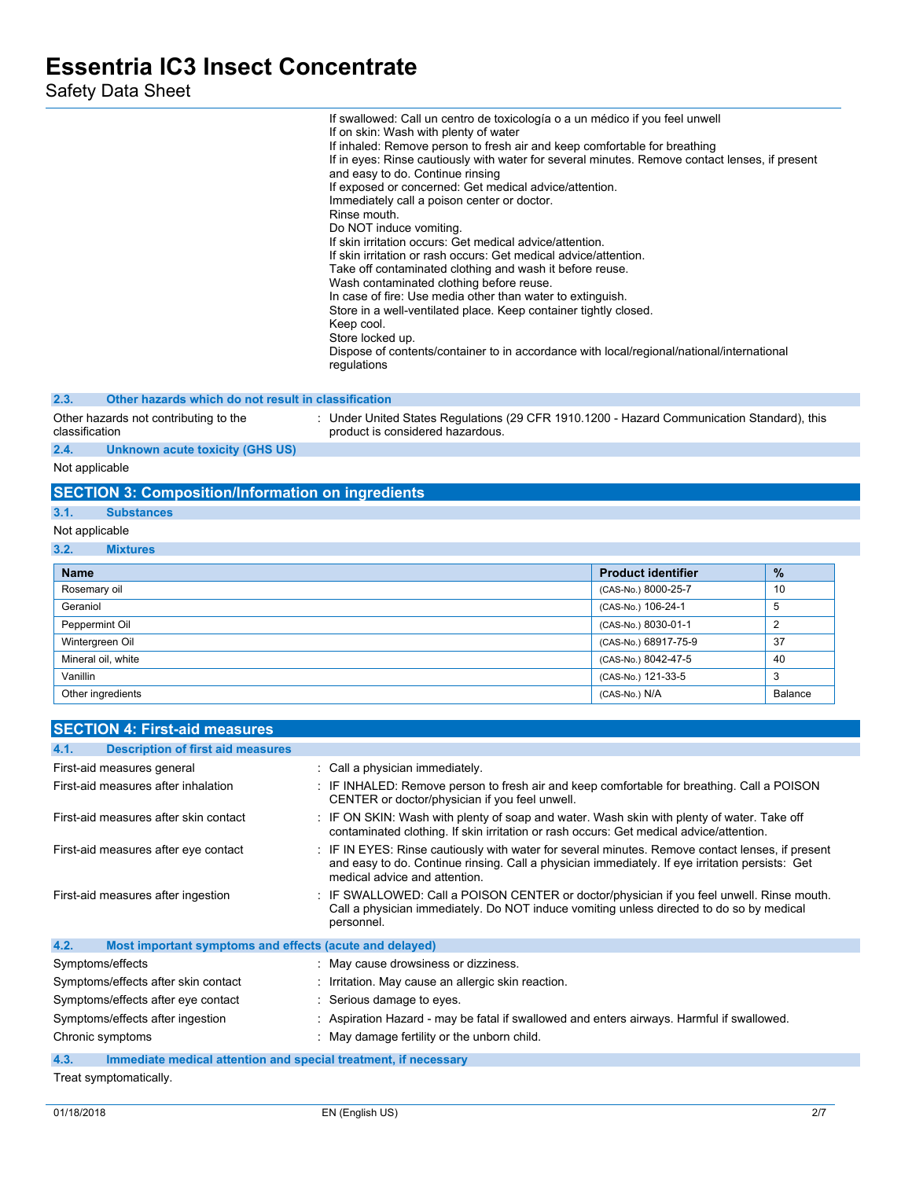If swallowed: Call un centro de toxicología o a un médico if you feel unwell
If on skin: Wash with plenty of water
If inhaled: Remove person to fresh air and keep comfortable for breathing
If in eyes: Rinse cautiously with water for several minutes. Remove contact lenses, if present and easy to do. Continue rinsing
If exposed or concerned: Get medical advice/attention.
Immediately call a poison center or doctor.
Rinse mouth.
Do NOT induce vomiting.
If skin irritation occurs: Get medical advice/attention.
If skin irritation or rash occurs: Get medical advice/attention.
Take off contaminated clothing and wash it before reuse.
Wash contaminated clothing before reuse.
In case of fire: Use media other than water to extinguish.
Store in a well-ventilated place. Keep container tightly closed.
Keep cool.
Store locked up.
Dispose of contents/container to in accordance with local/regional/national/international regulations

### 2.3. Other hazards which do not result in classification

Other hazards not contributing to the classification : Under United States Regulations (29 CFR 1910.1200 - Hazard Communication Standard), this product is considered hazardous.

### 2.4. Unknown acute toxicity (GHS US)

Not applicable

## SECTION 3: Composition/Information on ingredients

### 3.1. Substances

Not applicable

### 3.2. Mixtures

| Name | Product identifier | % |
|---|---|---|
| Rosemary oil | (CAS-No.) 8000-25-7 | 10 |
| Geraniol | (CAS-No.) 106-24-1 | 5 |
| Peppermint Oil | (CAS-No.) 8030-01-1 | 2 |
| Wintergreen Oil | (CAS-No.) 68917-75-9 | 37 |
| Mineral oil, white | (CAS-No.) 8042-47-5 | 40 |
| Vanillin | (CAS-No.) 121-33-5 | 3 |
| Other ingredients | (CAS-No.) N/A | Balance |

## SECTION 4: First-aid measures

### 4.1. Description of first aid measures

First-aid measures general : Call a physician immediately.

First-aid measures after inhalation : IF INHALED: Remove person to fresh air and keep comfortable for breathing. Call a POISON CENTER or doctor/physician if you feel unwell.

First-aid measures after skin contact : IF ON SKIN: Wash with plenty of soap and water. Wash skin with plenty of water. Take off contaminated clothing. If skin irritation or rash occurs: Get medical advice/attention.

First-aid measures after eye contact : IF IN EYES: Rinse cautiously with water for several minutes. Remove contact lenses, if present and easy to do. Continue rinsing. Call a physician immediately. If eye irritation persists: Get medical advice and attention.

First-aid measures after ingestion : IF SWALLOWED: Call a POISON CENTER or doctor/physician if you feel unwell. Rinse mouth. Call a physician immediately. Do NOT induce vomiting unless directed to do so by medical personnel.

### 4.2. Most important symptoms and effects (acute and delayed)

Symptoms/effects : May cause drowsiness or dizziness.

Symptoms/effects after skin contact : Irritation. May cause an allergic skin reaction.

Symptoms/effects after eye contact : Serious damage to eyes.

Symptoms/effects after ingestion : Aspiration Hazard - may be fatal if swallowed and enters airways. Harmful if swallowed.

Chronic symptoms : May damage fertility or the unborn child.

### 4.3. Immediate medical attention and special treatment, if necessary

Treat symptomatically.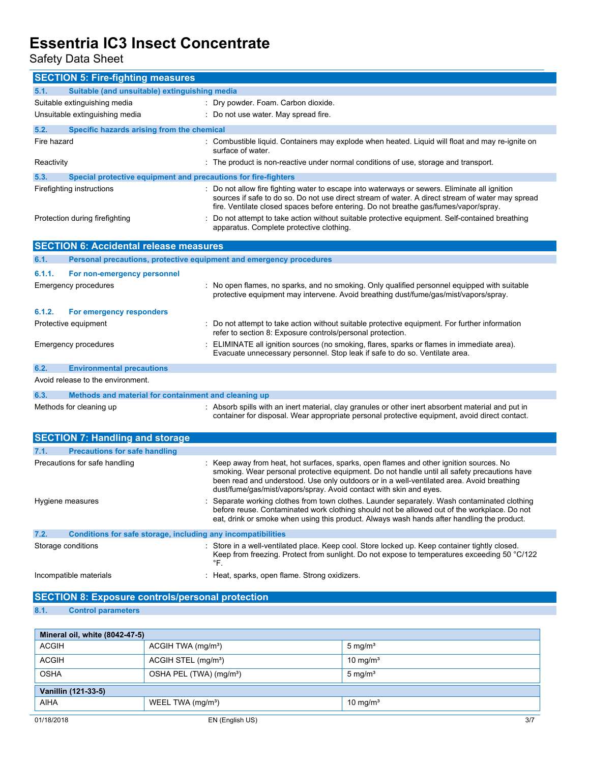## SECTION 5: Fire-fighting measures

### 5.1. Suitable (and unsuitable) extinguishing media

Suitable extinguishing media : Dry powder. Foam. Carbon dioxide.

Unsuitable extinguishing media : Do not use water. May spread fire.

### 5.2. Specific hazards arising from the chemical

Fire hazard : Combustible liquid. Containers may explode when heated. Liquid will float and may re-ignite on surface of water.

Reactivity : The product is non-reactive under normal conditions of use, storage and transport.

### 5.3. Special protective equipment and precautions for fire-fighters

Firefighting instructions : Do not allow fire fighting water to escape into waterways or sewers. Eliminate all ignition sources if safe to do so. Do not use direct stream of water. A direct stream of water may spread fire. Ventilate closed spaces before entering. Do not breathe gas/fumes/vapor/spray.

Protection during firefighting : Do not attempt to take action without suitable protective equipment. Self-contained breathing apparatus. Complete protective clothing.

## SECTION 6: Accidental release measures

### 6.1. Personal precautions, protective equipment and emergency procedures

#### 6.1.1. For non-emergency personnel

Emergency procedures : No open flames, no sparks, and no smoking. Only qualified personnel equipped with suitable protective equipment may intervene. Avoid breathing dust/fume/gas/mist/vapors/spray.

#### 6.1.2. For emergency responders

Protective equipment : Do not attempt to take action without suitable protective equipment. For further information refer to section 8: Exposure controls/personal protection.

Emergency procedures : ELIMINATE all ignition sources (no smoking, flares, sparks or flames in immediate area). Evacuate unnecessary personnel. Stop leak if safe to do so. Ventilate area.

### 6.2. Environmental precautions

Avoid release to the environment.

### 6.3. Methods and material for containment and cleaning up

Methods for cleaning up : Absorb spills with an inert material, clay granules or other inert absorbent material and put in container for disposal. Wear appropriate personal protective equipment, avoid direct contact.

## SECTION 7: Handling and storage

### 7.1. Precautions for safe handling

Precautions for safe handling : Keep away from heat, hot surfaces, sparks, open flames and other ignition sources. No smoking. Wear personal protective equipment. Do not handle until all safety precautions have been read and understood. Use only outdoors or in a well-ventilated area. Avoid breathing dust/fume/gas/mist/vapors/spray. Avoid contact with skin and eyes.

Hygiene measures : Separate working clothes from town clothes. Launder separately. Wash contaminated clothing before reuse. Contaminated work clothing should not be allowed out of the workplace. Do not eat, drink or smoke when using this product. Always wash hands after handling the product.

### 7.2. Conditions for safe storage, including any incompatibilities

Storage conditions : Store in a well-ventilated place. Keep cool. Store locked up. Keep container tightly closed. Keep from freezing. Protect from sunlight. Do not expose to temperatures exceeding 50 °C/122 °F.

Incompatible materials : Heat, sparks, open flame. Strong oxidizers.

## SECTION 8: Exposure controls/personal protection

### 8.1. Control parameters

| Mineral oil, white (8042-47-5) | | |
|---|---|---|
| ACGIH | ACGIH TWA (mg/m³) | 5 mg/m³ |
| ACGIH | ACGIH STEL (mg/m³) | 10 mg/m³ |
| OSHA | OSHA PEL (TWA) (mg/m³) | 5 mg/m³ |

| Vanillin (121-33-5) | | |
|---|---|---|
| AIHA | WEEL TWA (mg/m³) | 10 mg/m³ |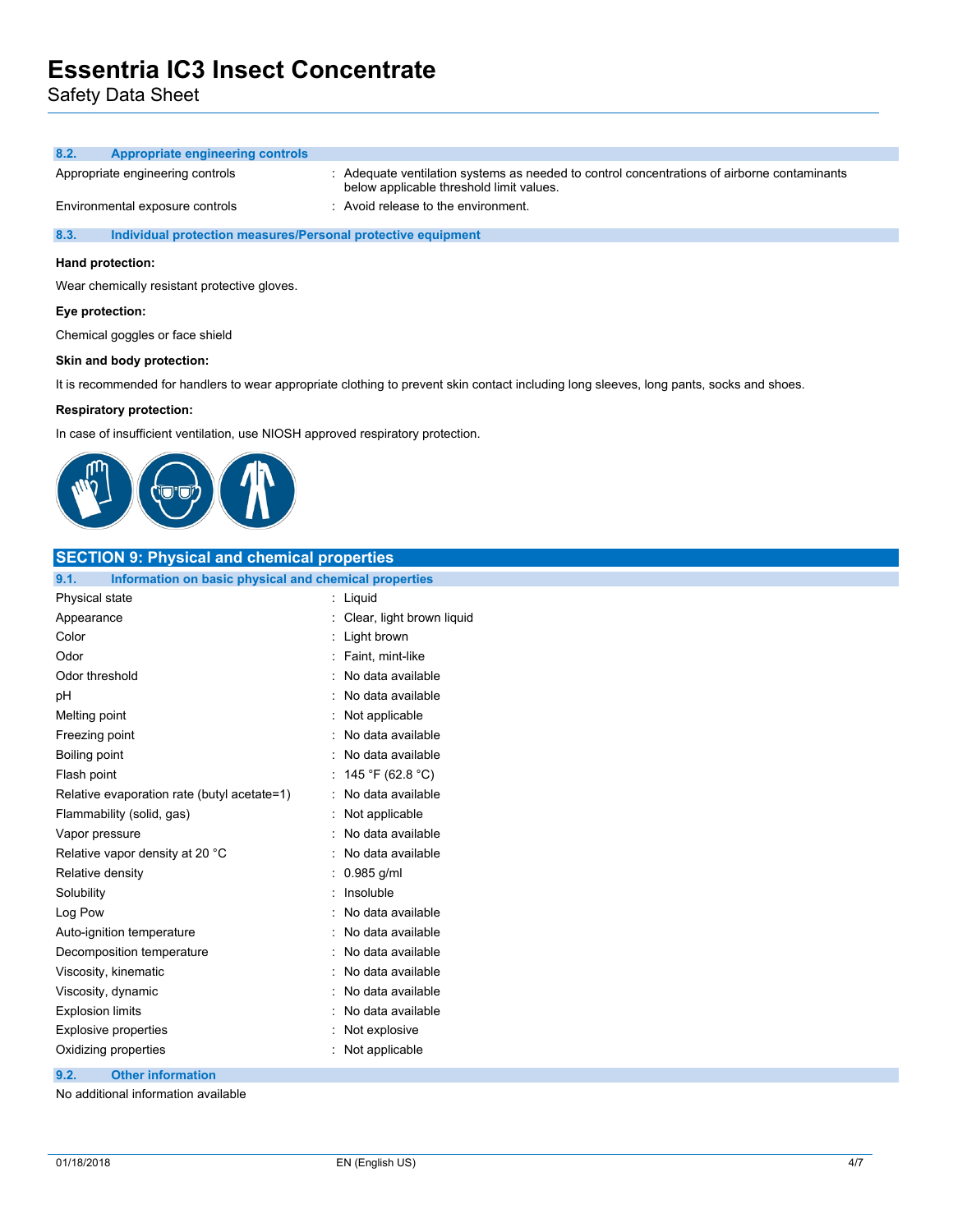### 8.2. Appropriate engineering controls

| | |
|---|---|
| Appropriate engineering controls | : Adequate ventilation systems as needed to control concentrations of airborne contaminants below applicable threshold limit values. |
| Environmental exposure controls | : Avoid release to the environment. |

### 8.3. Individual protection measures/Personal protective equipment

**Hand protection:**

Wear chemically resistant protective gloves.

**Eye protection:**

Chemical goggles or face shield

**Skin and body protection:**

It is recommended for handlers to wear appropriate clothing to prevent skin contact including long sleeves, long pants, socks and shoes.

**Respiratory protection:**

In case of insufficient ventilation, use NIOSH approved respiratory protection.

## SECTION 9: Physical and chemical properties

### 9.1. Information on basic physical and chemical properties

| | |
|---|---|
| Physical state | : Liquid |
| Appearance | : Clear, light brown liquid |
| Color | : Light brown |
| Odor | : Faint, mint-like |
| Odor threshold | : No data available |
| pH | : No data available |
| Melting point | : Not applicable |
| Freezing point | : No data available |
| Boiling point | : No data available |
| Flash point | : 145 °F (62.8 °C) |
| Relative evaporation rate (butyl acetate=1) | : No data available |
| Flammability (solid, gas) | : Not applicable |
| Vapor pressure | : No data available |
| Relative vapor density at 20 °C | : No data available |
| Relative density | : 0.985 g/ml |
| Solubility | : Insoluble |
| Log Pow | : No data available |
| Auto-ignition temperature | : No data available |
| Decomposition temperature | : No data available |
| Viscosity, kinematic | : No data available |
| Viscosity, dynamic | : No data available |
| Explosion limits | : No data available |
| Explosive properties | : Not explosive |
| Oxidizing properties | : Not applicable |

### 9.2. Other information

No additional information available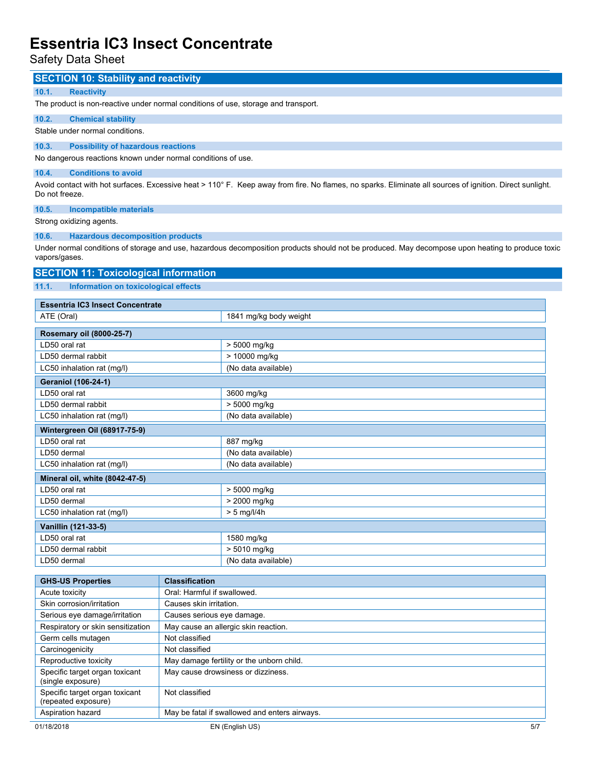## SECTION 10: Stability and reactivity

### 10.1. Reactivity

The product is non-reactive under normal conditions of use, storage and transport.

### 10.2. Chemical stability

Stable under normal conditions.

### 10.3. Possibility of hazardous reactions

No dangerous reactions known under normal conditions of use.

### 10.4. Conditions to avoid

Avoid contact with hot surfaces. Excessive heat > 110° F. Keep away from fire. No flames, no sparks. Eliminate all sources of ignition. Direct sunlight. Do not freeze.

### 10.5. Incompatible materials

Strong oxidizing agents.

### 10.6. Hazardous decomposition products

Under normal conditions of storage and use, hazardous decomposition products should not be produced. May decompose upon heating to produce toxic vapors/gases.

## SECTION 11: Toxicological information

### 11.1. Information on toxicological effects

| **Essentria IC3 Insect Concentrate** | |
|---|---|
| ATE (Oral) | 1841 mg/kg body weight |

| **Rosemary oil (8000-25-7)** | |
|---|---|
| LD50 oral rat | > 5000 mg/kg |
| LD50 dermal rabbit | > 10000 mg/kg |
| LC50 inhalation rat (mg/l) | (No data available) |
| **Geraniol (106-24-1)** | |
| LD50 oral rat | 3600 mg/kg |
| LD50 dermal rabbit | > 5000 mg/kg |
| LC50 inhalation rat (mg/l) | (No data available) |
| **Wintergreen Oil (68917-75-9)** | |
| LD50 oral rat | 887 mg/kg |
| LD50 dermal | (No data available) |
| LC50 inhalation rat (mg/l) | (No data available) |
| **Mineral oil, white (8042-47-5)** | |
| LD50 oral rat | > 5000 mg/kg |
| LD50 dermal | > 2000 mg/kg |
| LC50 inhalation rat (mg/l) | > 5 mg/l/4h |
| **Vanillin (121-33-5)** | |
| LD50 oral rat | 1580 mg/kg |
| LD50 dermal rabbit | > 5010 mg/kg |
| LD50 dermal | (No data available) |

| GHS-US Properties | Classification |
|---|---|
| Acute toxicity | Oral: Harmful if swallowed. |
| Skin corrosion/irritation | Causes skin irritation. |
| Serious eye damage/irritation | Causes serious eye damage. |
| Respiratory or skin sensitization | May cause an allergic skin reaction. |
| Germ cells mutagen | Not classified |
| Carcinogenicity | Not classified |
| Reproductive toxicity | May damage fertility or the unborn child. |
| Specific target organ toxicant (single exposure) | May cause drowsiness or dizziness. |
| Specific target organ toxicant (repeated exposure) | Not classified |
| Aspiration hazard | May be fatal if swallowed and enters airways. |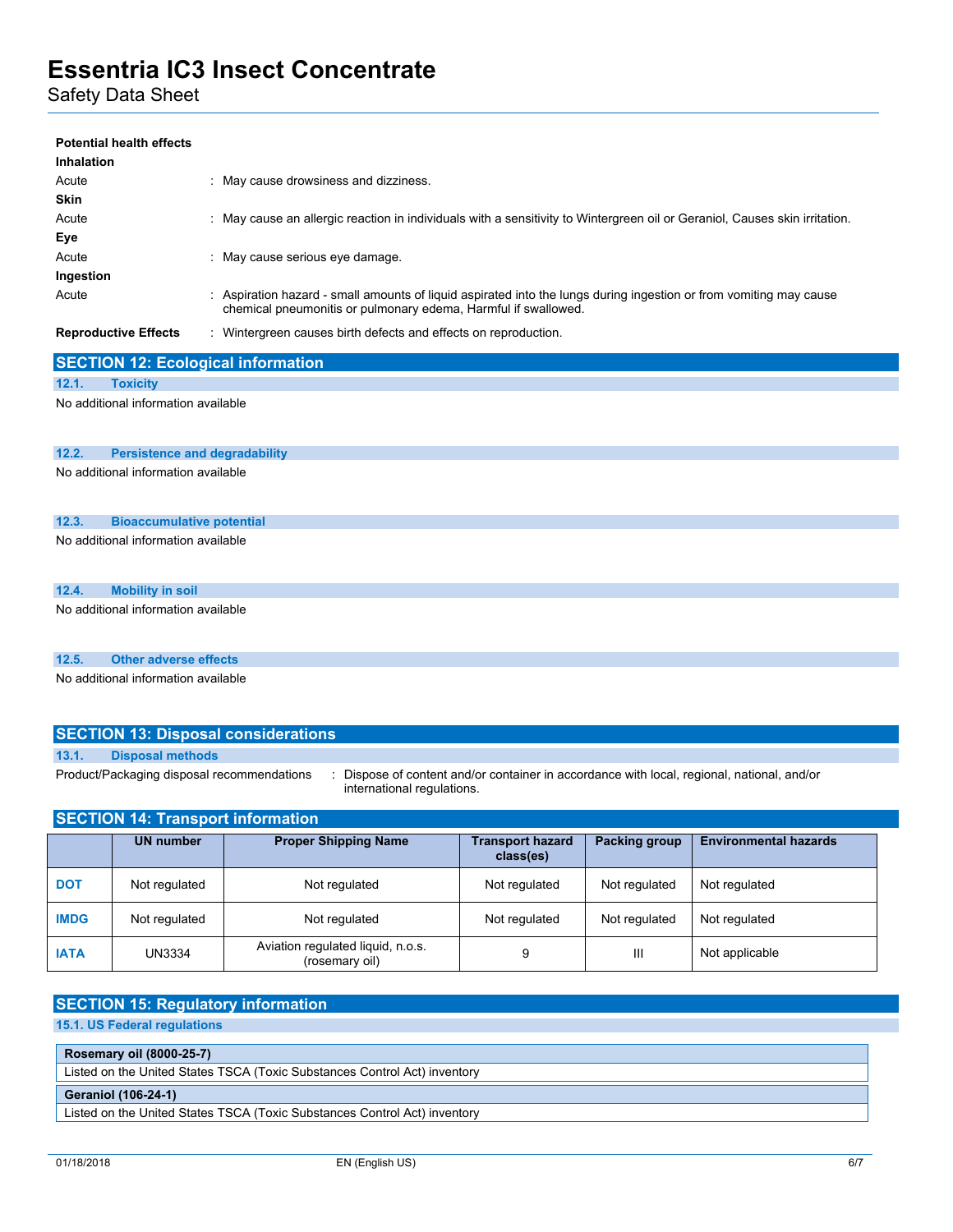**Potential health effects**

**Inhalation**

Acute : May cause drowsiness and dizziness.

**Skin**

Acute : May cause an allergic reaction in individuals with a sensitivity to Wintergreen oil or Geraniol, Causes skin irritation.

**Eye**

Acute : May cause serious eye damage.

**Ingestion**

Acute : Aspiration hazard - small amounts of liquid aspirated into the lungs during ingestion or from vomiting may cause chemical pneumonitis or pulmonary edema, Harmful if swallowed.

**Reproductive Effects** : Wintergreen causes birth defects and effects on reproduction.

## SECTION 12: Ecological information

### 12.1. Toxicity

No additional information available

### 12.2. Persistence and degradability

No additional information available

### 12.3. Bioaccumulative potential

No additional information available

### 12.4. Mobility in soil

No additional information available

### 12.5. Other adverse effects

No additional information available

## SECTION 13: Disposal considerations

### 13.1. Disposal methods

Product/Packaging disposal recommendations : Dispose of content and/or container in accordance with local, regional, national, and/or international regulations.

## SECTION 14: Transport information

| | UN number | Proper Shipping Name | Transport hazard class(es) | Packing group | Environmental hazards |
|---|---|---|---|---|---|
| DOT | Not regulated | Not regulated | Not regulated | Not regulated | Not regulated |
| IMDG | Not regulated | Not regulated | Not regulated | Not regulated | Not regulated |
| IATA | UN3334 | Aviation regulated liquid, n.o.s. (rosemary oil) | 9 | III | Not applicable |

## SECTION 15: Regulatory information

### 15.1. US Federal regulations

| **Rosemary oil (8000-25-7)** |
|---|
| Listed on the United States TSCA (Toxic Substances Control Act) inventory |

| **Geraniol (106-24-1)** |
|---|
| Listed on the United States TSCA (Toxic Substances Control Act) inventory |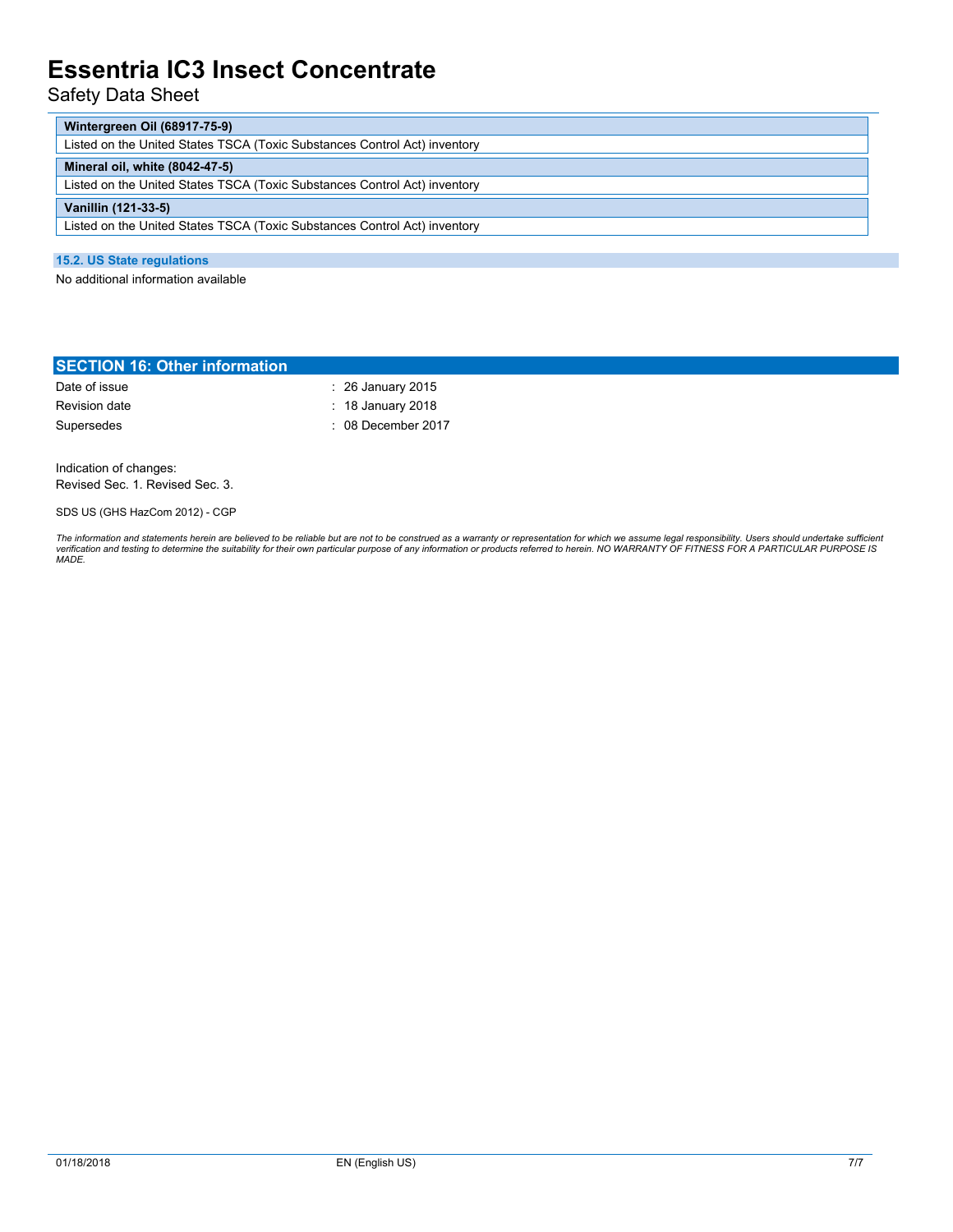| Wintergreen Oil (68917-75-9) |
| --- |
| Listed on the United States TSCA (Toxic Substances Control Act) inventory |

| Mineral oil, white (8042-47-5) |
| --- |
| Listed on the United States TSCA (Toxic Substances Control Act) inventory |

| Vanillin (121-33-5) |
| --- |
| Listed on the United States TSCA (Toxic Substances Control Act) inventory |

### 15.2. US State regulations

No additional information available

## SECTION 16: Other information

| | |
| --- | --- |
| Date of issue | : 26 January 2015 |
| Revision date | : 18 January 2018 |
| Supersedes | : 08 December 2017 |

Indication of changes:
Revised Sec. 1. Revised Sec. 3.

SDS US (GHS HazCom 2012) - CGP

*The information and statements herein are believed to be reliable but are not to be construed as a warranty or representation for which we assume legal responsibility. Users should undertake sufficient verification and testing to determine the suitability for their own particular purpose of any information or products referred to herein. NO WARRANTY OF FITNESS FOR A PARTICULAR PURPOSE IS MADE.*